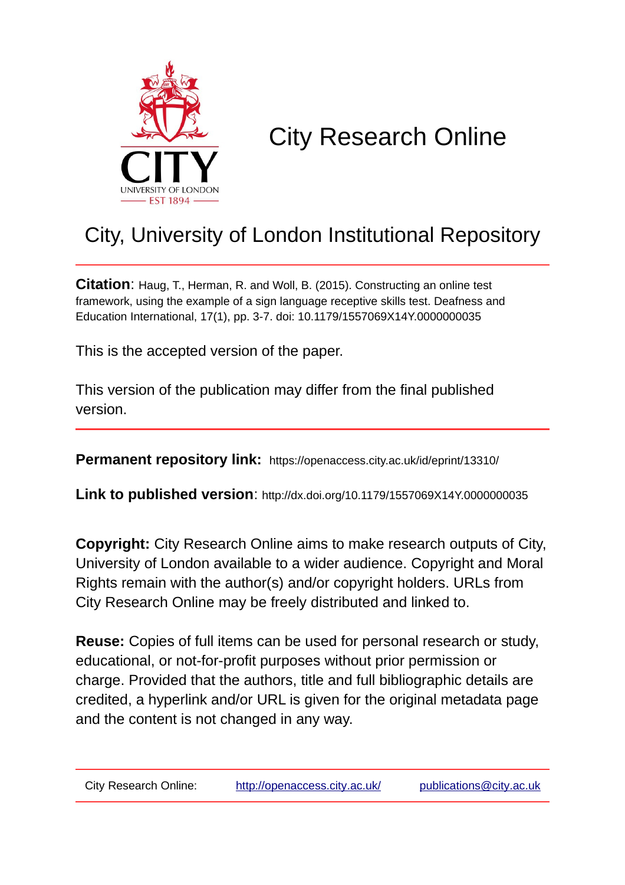# City Research Online

## City, University of London Institutional Repository

**Citation**: Haug, T., Herman, R. and Woll, B. (2015). Constructing an online test framework, using the example of a sign language receptive skills test. Deafness and Education International, 17(1), pp. 3-7. doi: 10.1179/1557069X14Y.0000000035

This is the accepted version of the paper.

This version of the publication may differ from the final published version.

**Permanent repository link:** https://openaccess.city.ac.uk/id/eprint/13310/

**Link to published version**: http://dx.doi.org/10.1179/1557069X14Y.0000000035

**Copyright:** City Research Online aims to make research outputs of City, University of London available to a wider audience. Copyright and Moral Rights remain with the author(s) and/or copyright holders. URLs from City Research Online may be freely distributed and linked to.

**Reuse:** Copies of full items can be used for personal research or study, educational, or not-for-profit purposes without prior permission or charge. Provided that the authors, title and full bibliographic details are credited, a hyperlink and/or URL is given for the original metadata page and the content is not changed in any way.

City Research Online: http://openaccess.city.ac.uk/ publications@city.ac.uk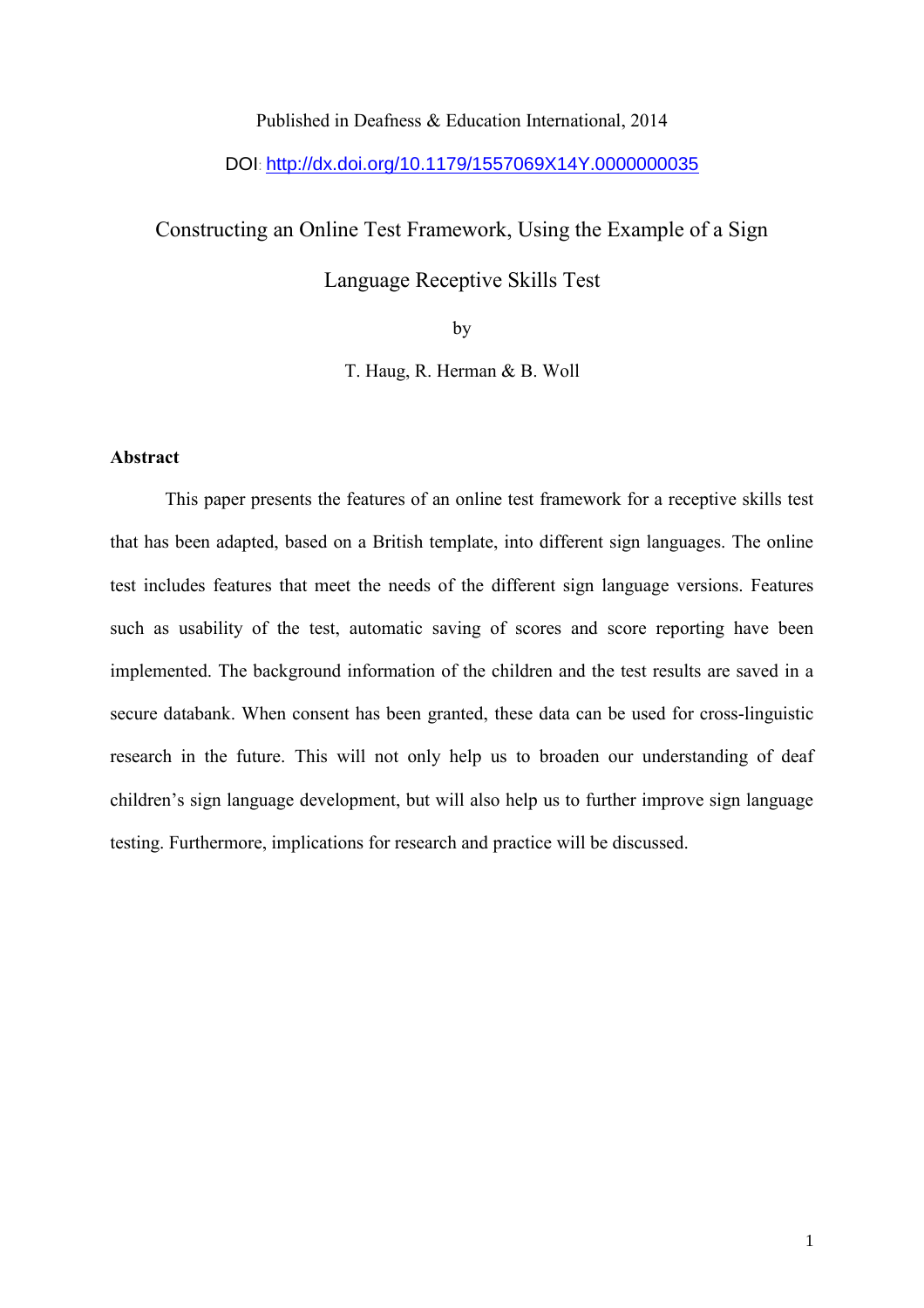Published in Deafness & Education International, 2014

DOI: http://dx.doi.org/10.1179/1557069X14Y.0000000035

# Constructing an Online Test Framework, Using the Example of a Sign Language Receptive Skills Test

by

T. Haug, R. Herman & B. Woll

## Abstract

This paper presents the features of an online test framework for a receptive skills test that has been adapted, based on a British template, into different sign languages. The online test includes features that meet the needs of the different sign language versions. Features such as usability of the test, automatic saving of scores and score reporting have been implemented. The background information of the children and the test results are saved in a secure databank. When consent has been granted, these data can be used for cross-linguistic research in the future. This will not only help us to broaden our understanding of deaf children's sign language development, but will also help us to further improve sign language testing. Furthermore, implications for research and practice will be discussed.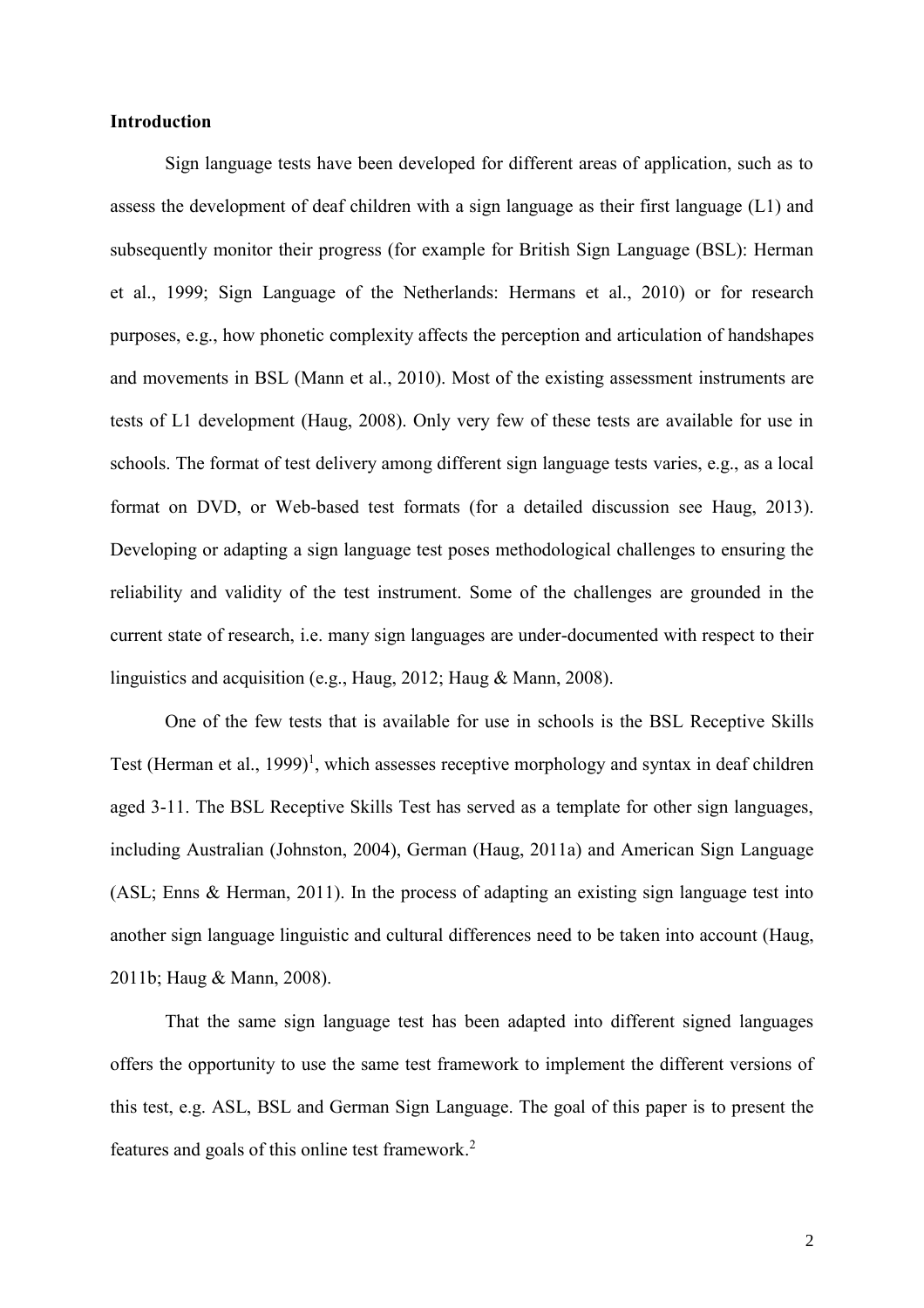## Introduction

Sign language tests have been developed for different areas of application, such as to assess the development of deaf children with a sign language as their first language (L1) and subsequently monitor their progress (for example for British Sign Language (BSL): Herman et al., 1999; Sign Language of the Netherlands: Hermans et al., 2010) or for research purposes, e.g., how phonetic complexity affects the perception and articulation of handshapes and movements in BSL (Mann et al., 2010). Most of the existing assessment instruments are tests of L1 development (Haug, 2008). Only very few of these tests are available for use in schools. The format of test delivery among different sign language tests varies, e.g., as a local format on DVD, or Web-based test formats (for a detailed discussion see Haug, 2013). Developing or adapting a sign language test poses methodological challenges to ensuring the reliability and validity of the test instrument. Some of the challenges are grounded in the current state of research, i.e. many sign languages are under-documented with respect to their linguistics and acquisition (e.g., Haug, 2012; Haug & Mann, 2008).

One of the few tests that is available for use in schools is the BSL Receptive Skills Test (Herman et al., 1999)[1], which assesses receptive morphology and syntax in deaf children aged 3-11. The BSL Receptive Skills Test has served as a template for other sign languages, including Australian (Johnston, 2004), German (Haug, 2011a) and American Sign Language (ASL; Enns & Herman, 2011). In the process of adapting an existing sign language test into another sign language linguistic and cultural differences need to be taken into account (Haug, 2011b; Haug & Mann, 2008).

That the same sign language test has been adapted into different signed languages offers the opportunity to use the same test framework to implement the different versions of this test, e.g. ASL, BSL and German Sign Language. The goal of this paper is to present the features and goals of this online test framework.[2]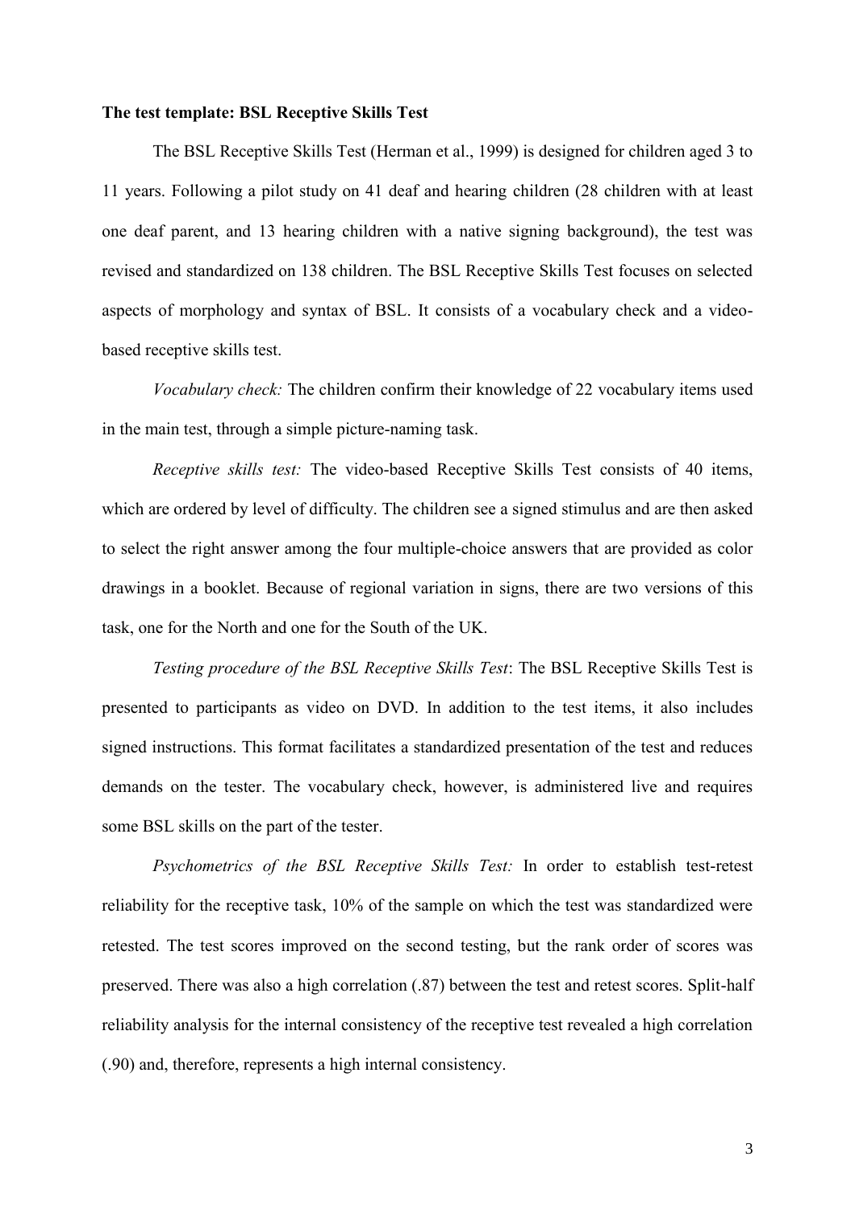**The test template: BSL Receptive Skills Test**

The BSL Receptive Skills Test (Herman et al., 1999) is designed for children aged 3 to 11 years. Following a pilot study on 41 deaf and hearing children (28 children with at least one deaf parent, and 13 hearing children with a native signing background), the test was revised and standardized on 138 children. The BSL Receptive Skills Test focuses on selected aspects of morphology and syntax of BSL. It consists of a vocabulary check and a video-based receptive skills test.

*Vocabulary check:* The children confirm their knowledge of 22 vocabulary items used in the main test, through a simple picture-naming task.

*Receptive skills test:* The video-based Receptive Skills Test consists of 40 items, which are ordered by level of difficulty. The children see a signed stimulus and are then asked to select the right answer among the four multiple-choice answers that are provided as color drawings in a booklet. Because of regional variation in signs, there are two versions of this task, one for the North and one for the South of the UK.

*Testing procedure of the BSL Receptive Skills Test*: The BSL Receptive Skills Test is presented to participants as video on DVD. In addition to the test items, it also includes signed instructions. This format facilitates a standardized presentation of the test and reduces demands on the tester. The vocabulary check, however, is administered live and requires some BSL skills on the part of the tester.

*Psychometrics of the BSL Receptive Skills Test:* In order to establish test-retest reliability for the receptive task, 10% of the sample on which the test was standardized were retested. The test scores improved on the second testing, but the rank order of scores was preserved. There was also a high correlation (.87) between the test and retest scores. Split-half reliability analysis for the internal consistency of the receptive test revealed a high correlation (.90) and, therefore, represents a high internal consistency.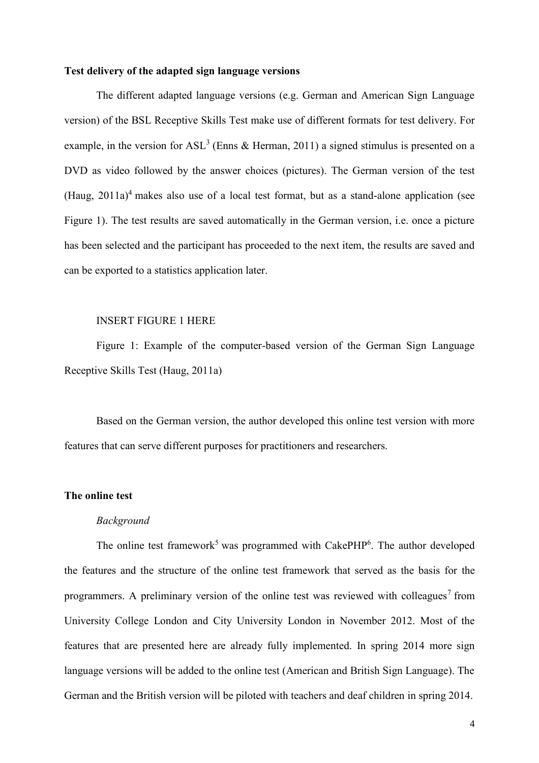**Test delivery of the adapted sign language versions**

The different adapted language versions (e.g. German and American Sign Language version) of the BSL Receptive Skills Test make use of different formats for test delivery. For example, in the version for ASL[3] (Enns & Herman, 2011) a signed stimulus is presented on a DVD as video followed by the answer choices (pictures). The German version of the test (Haug, 2011a)[4] makes also use of a local test format, but as a stand-alone application (see Figure 1). The test results are saved automatically in the German version, i.e. once a picture has been selected and the participant has proceeded to the next item, the results are saved and can be exported to a statistics application later.

INSERT FIGURE 1 HERE

Figure 1: Example of the computer-based version of the German Sign Language Receptive Skills Test (Haug, 2011a)

Based on the German version, the author developed this online test version with more features that can serve different purposes for practitioners and researchers.

**The online test**

*Background*

The online test framework[5] was programmed with CakePHP[6]. The author developed the features and the structure of the online test framework that served as the basis for the programmers. A preliminary version of the online test was reviewed with colleagues[7] from University College London and City University London in November 2012. Most of the features that are presented here are already fully implemented. In spring 2014 more sign language versions will be added to the online test (American and British Sign Language). The German and the British version will be piloted with teachers and deaf children in spring 2014.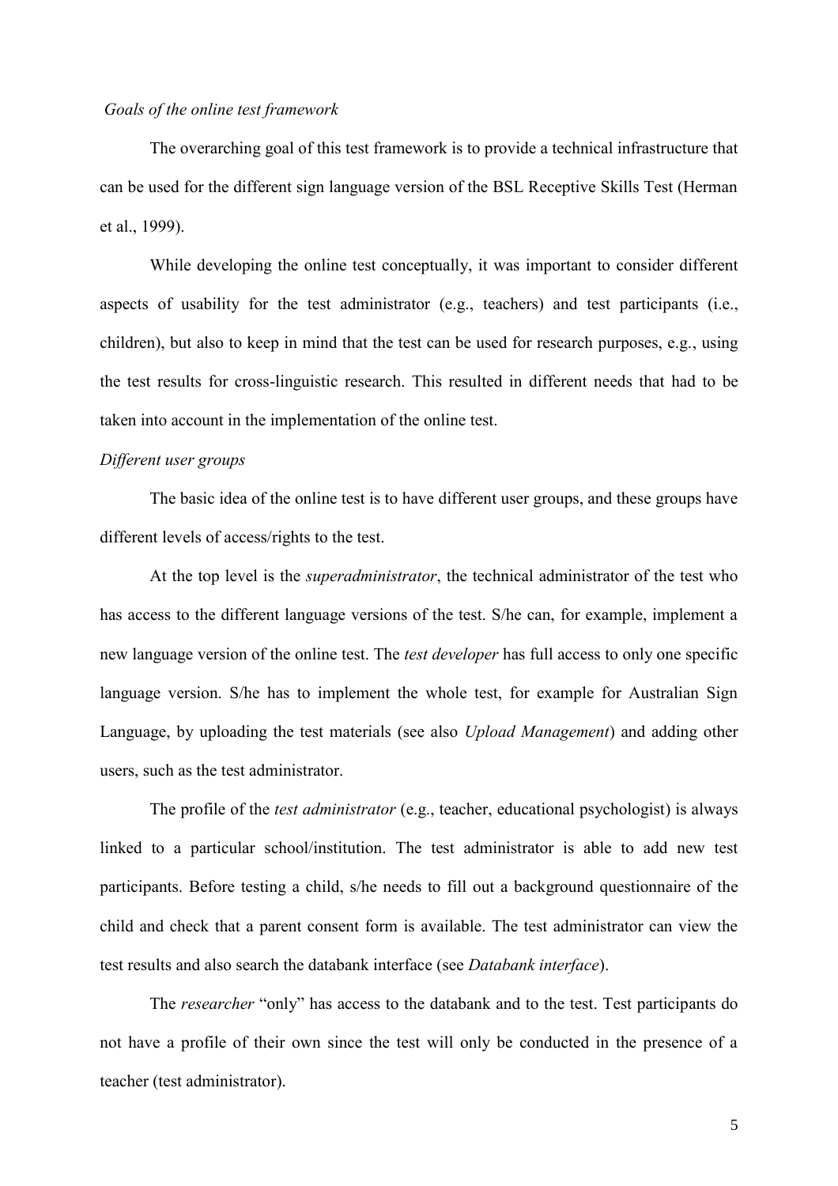### *Goals of the online test framework*

The overarching goal of this test framework is to provide a technical infrastructure that can be used for the different sign language version of the BSL Receptive Skills Test (Herman et al., 1999).

While developing the online test conceptually, it was important to consider different aspects of usability for the test administrator (e.g., teachers) and test participants (i.e., children), but also to keep in mind that the test can be used for research purposes, e.g., using the test results for cross-linguistic research. This resulted in different needs that had to be taken into account in the implementation of the online test.

### *Different user groups*

The basic idea of the online test is to have different user groups, and these groups have different levels of access/rights to the test.

At the top level is the *superadministrator*, the technical administrator of the test who has access to the different language versions of the test. S/he can, for example, implement a new language version of the online test. The *test developer* has full access to only one specific language version. S/he has to implement the whole test, for example for Australian Sign Language, by uploading the test materials (see also *Upload Management*) and adding other users, such as the test administrator.

The profile of the *test administrator* (e.g., teacher, educational psychologist) is always linked to a particular school/institution. The test administrator is able to add new test participants. Before testing a child, s/he needs to fill out a background questionnaire of the child and check that a parent consent form is available. The test administrator can view the test results and also search the databank interface (see *Databank interface*).

The *researcher* "only" has access to the databank and to the test. Test participants do not have a profile of their own since the test will only be conducted in the presence of a teacher (test administrator).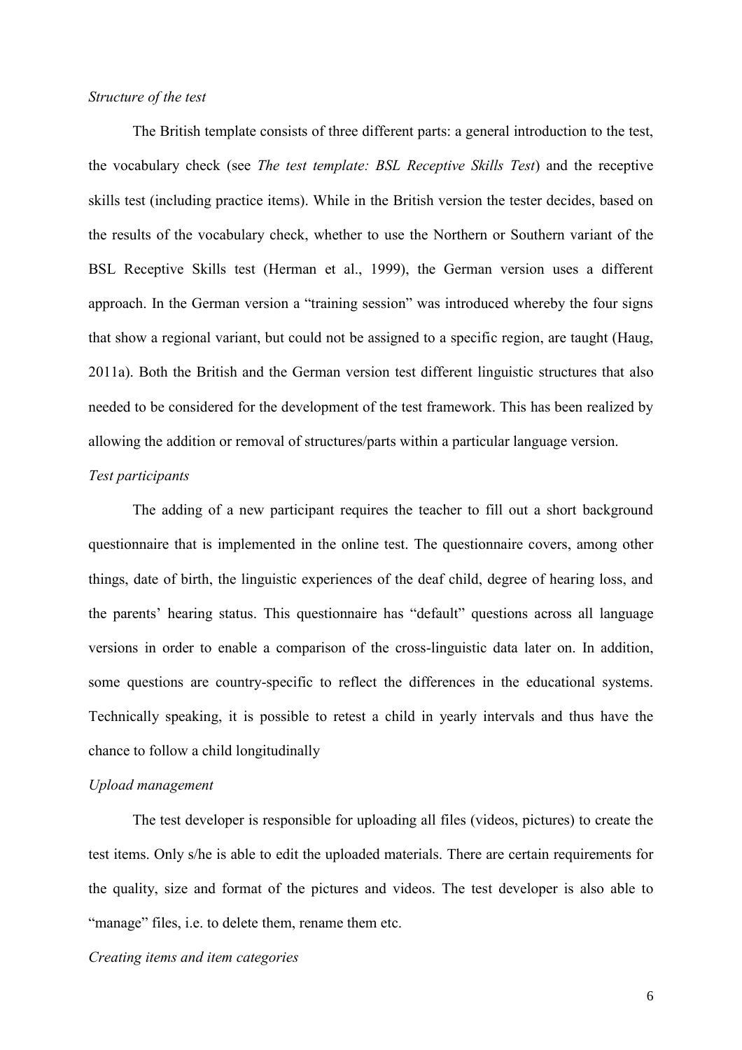*Structure of the test*

The British template consists of three different parts: a general introduction to the test, the vocabulary check (see *The test template: BSL Receptive Skills Test*) and the receptive skills test (including practice items). While in the British version the tester decides, based on the results of the vocabulary check, whether to use the Northern or Southern variant of the BSL Receptive Skills test (Herman et al., 1999), the German version uses a different approach. In the German version a "training session" was introduced whereby the four signs that show a regional variant, but could not be assigned to a specific region, are taught (Haug, 2011a). Both the British and the German version test different linguistic structures that also needed to be considered for the development of the test framework. This has been realized by allowing the addition or removal of structures/parts within a particular language version.

*Test participants*

The adding of a new participant requires the teacher to fill out a short background questionnaire that is implemented in the online test. The questionnaire covers, among other things, date of birth, the linguistic experiences of the deaf child, degree of hearing loss, and the parents' hearing status. This questionnaire has "default" questions across all language versions in order to enable a comparison of the cross-linguistic data later on. In addition, some questions are country-specific to reflect the differences in the educational systems. Technically speaking, it is possible to retest a child in yearly intervals and thus have the chance to follow a child longitudinally

*Upload management*

The test developer is responsible for uploading all files (videos, pictures) to create the test items. Only s/he is able to edit the uploaded materials. There are certain requirements for the quality, size and format of the pictures and videos. The test developer is also able to "manage" files, i.e. to delete them, rename them etc.

*Creating items and item categories*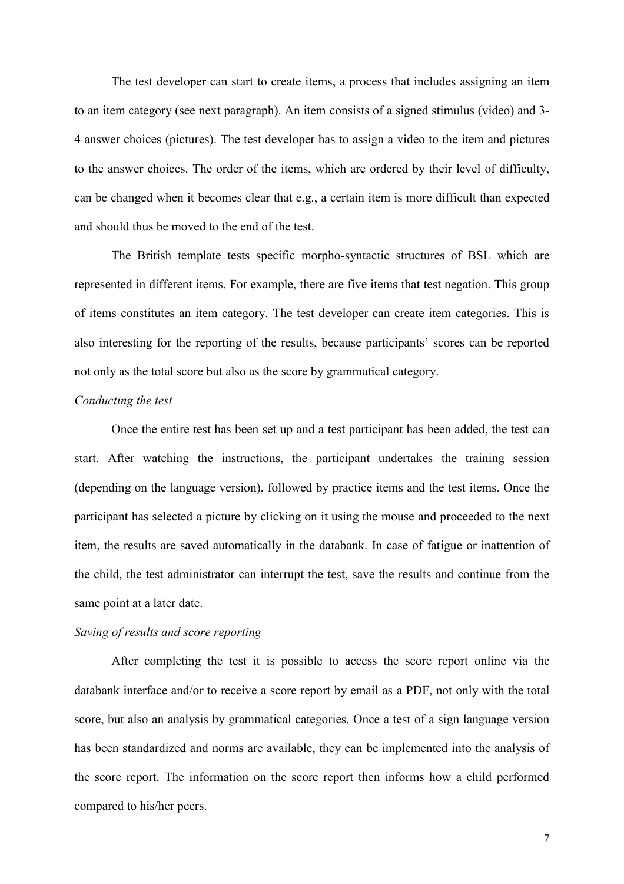The test developer can start to create items, a process that includes assigning an item to an item category (see next paragraph). An item consists of a signed stimulus (video) and 3-4 answer choices (pictures). The test developer has to assign a video to the item and pictures to the answer choices. The order of the items, which are ordered by their level of difficulty, can be changed when it becomes clear that e.g., a certain item is more difficult than expected and should thus be moved to the end of the test.

The British template tests specific morpho-syntactic structures of BSL which are represented in different items. For example, there are five items that test negation. This group of items constitutes an item category. The test developer can create item categories. This is also interesting for the reporting of the results, because participants' scores can be reported not only as the total score but also as the score by grammatical category.

*Conducting the test*

Once the entire test has been set up and a test participant has been added, the test can start. After watching the instructions, the participant undertakes the training session (depending on the language version), followed by practice items and the test items. Once the participant has selected a picture by clicking on it using the mouse and proceeded to the next item, the results are saved automatically in the databank. In case of fatigue or inattention of the child, the test administrator can interrupt the test, save the results and continue from the same point at a later date.

*Saving of results and score reporting*

After completing the test it is possible to access the score report online via the databank interface and/or to receive a score report by email as a PDF, not only with the total score, but also an analysis by grammatical categories. Once a test of a sign language version has been standardized and norms are available, they can be implemented into the analysis of the score report. The information on the score report then informs how a child performed compared to his/her peers.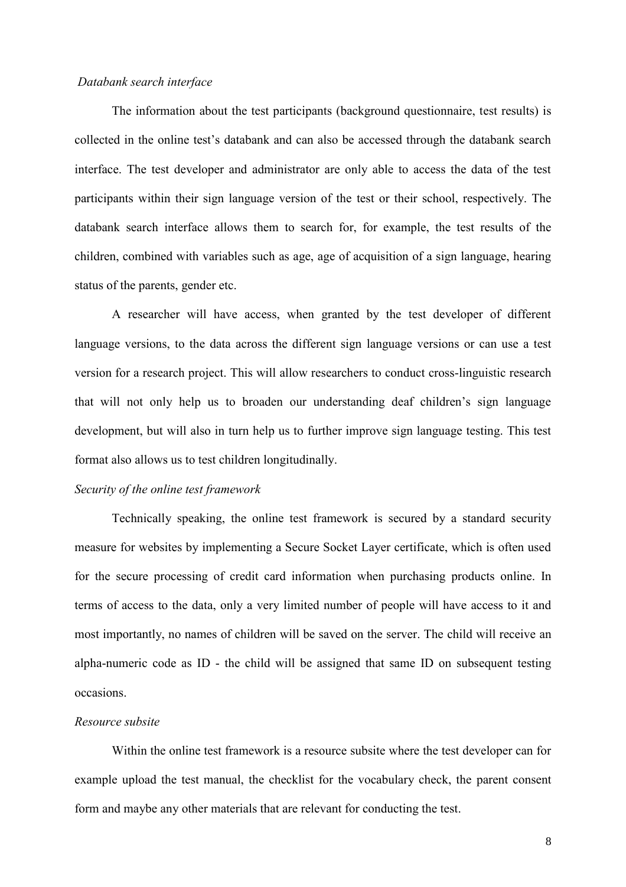*Databank search interface*

The information about the test participants (background questionnaire, test results) is collected in the online test's databank and can also be accessed through the databank search interface. The test developer and administrator are only able to access the data of the test participants within their sign language version of the test or their school, respectively. The databank search interface allows them to search for, for example, the test results of the children, combined with variables such as age, age of acquisition of a sign language, hearing status of the parents, gender etc.

A researcher will have access, when granted by the test developer of different language versions, to the data across the different sign language versions or can use a test version for a research project. This will allow researchers to conduct cross-linguistic research that will not only help us to broaden our understanding deaf children's sign language development, but will also in turn help us to further improve sign language testing. This test format also allows us to test children longitudinally.

*Security of the online test framework*

Technically speaking, the online test framework is secured by a standard security measure for websites by implementing a Secure Socket Layer certificate, which is often used for the secure processing of credit card information when purchasing products online. In terms of access to the data, only a very limited number of people will have access to it and most importantly, no names of children will be saved on the server. The child will receive an alpha-numeric code as ID - the child will be assigned that same ID on subsequent testing occasions.

*Resource subsite*

Within the online test framework is a resource subsite where the test developer can for example upload the test manual, the checklist for the vocabulary check, the parent consent form and maybe any other materials that are relevant for conducting the test.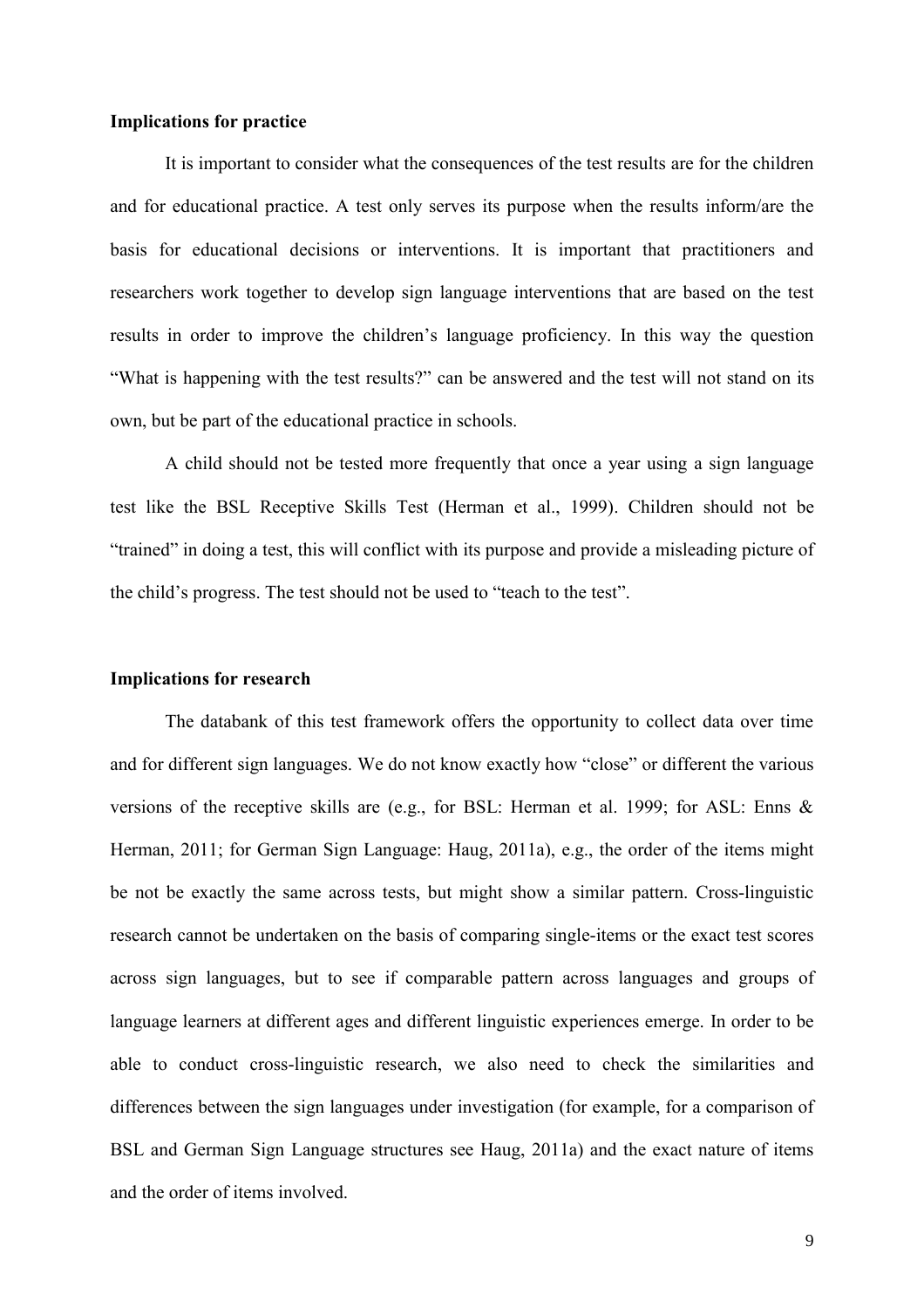**Implications for practice**

It is important to consider what the consequences of the test results are for the children and for educational practice. A test only serves its purpose when the results inform/are the basis for educational decisions or interventions. It is important that practitioners and researchers work together to develop sign language interventions that are based on the test results in order to improve the children's language proficiency. In this way the question "What is happening with the test results?" can be answered and the test will not stand on its own, but be part of the educational practice in schools.

A child should not be tested more frequently that once a year using a sign language test like the BSL Receptive Skills Test (Herman et al., 1999). Children should not be "trained" in doing a test, this will conflict with its purpose and provide a misleading picture of the child's progress. The test should not be used to "teach to the test".

**Implications for research**

The databank of this test framework offers the opportunity to collect data over time and for different sign languages. We do not know exactly how "close" or different the various versions of the receptive skills are (e.g., for BSL: Herman et al. 1999; for ASL: Enns & Herman, 2011; for German Sign Language: Haug, 2011a), e.g., the order of the items might be not be exactly the same across tests, but might show a similar pattern. Cross-linguistic research cannot be undertaken on the basis of comparing single-items or the exact test scores across sign languages, but to see if comparable pattern across languages and groups of language learners at different ages and different linguistic experiences emerge. In order to be able to conduct cross-linguistic research, we also need to check the similarities and differences between the sign languages under investigation (for example, for a comparison of BSL and German Sign Language structures see Haug, 2011a) and the exact nature of items and the order of items involved.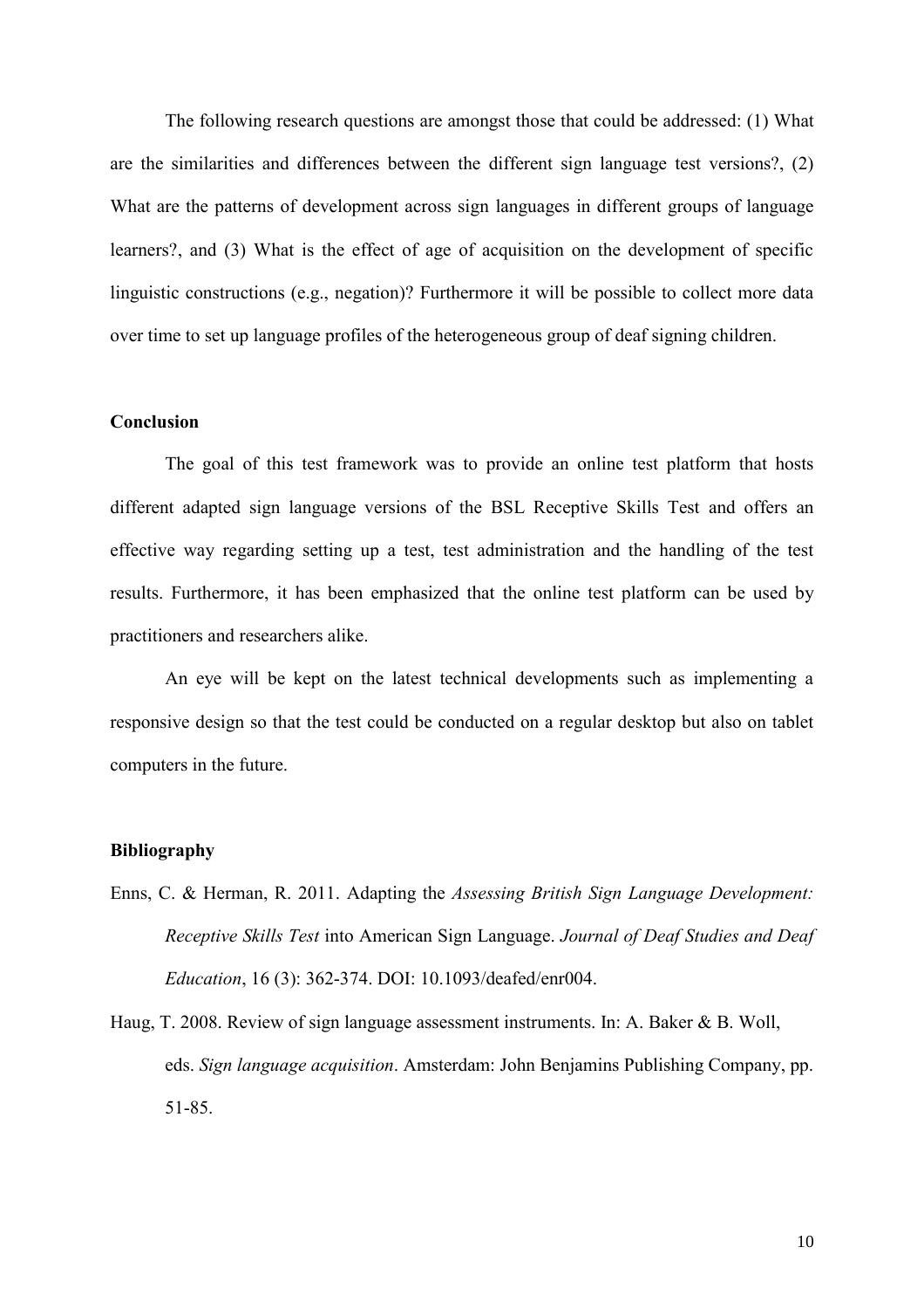The following research questions are amongst those that could be addressed: (1) What are the similarities and differences between the different sign language test versions?, (2) What are the patterns of development across sign languages in different groups of language learners?, and (3) What is the effect of age of acquisition on the development of specific linguistic constructions (e.g., negation)? Furthermore it will be possible to collect more data over time to set up language profiles of the heterogeneous group of deaf signing children.

## Conclusion

The goal of this test framework was to provide an online test platform that hosts different adapted sign language versions of the BSL Receptive Skills Test and offers an effective way regarding setting up a test, test administration and the handling of the test results. Furthermore, it has been emphasized that the online test platform can be used by practitioners and researchers alike.

An eye will be kept on the latest technical developments such as implementing a responsive design so that the test could be conducted on a regular desktop but also on tablet computers in the future.

## Bibliography

Enns, C. & Herman, R. 2011. Adapting the *Assessing British Sign Language Development: Receptive Skills Test* into American Sign Language. *Journal of Deaf Studies and Deaf Education*, 16 (3): 362-374. DOI: 10.1093/deafed/enr004.

Haug, T. 2008. Review of sign language assessment instruments. In: A. Baker & B. Woll, eds. *Sign language acquisition*. Amsterdam: John Benjamins Publishing Company, pp. 51-85.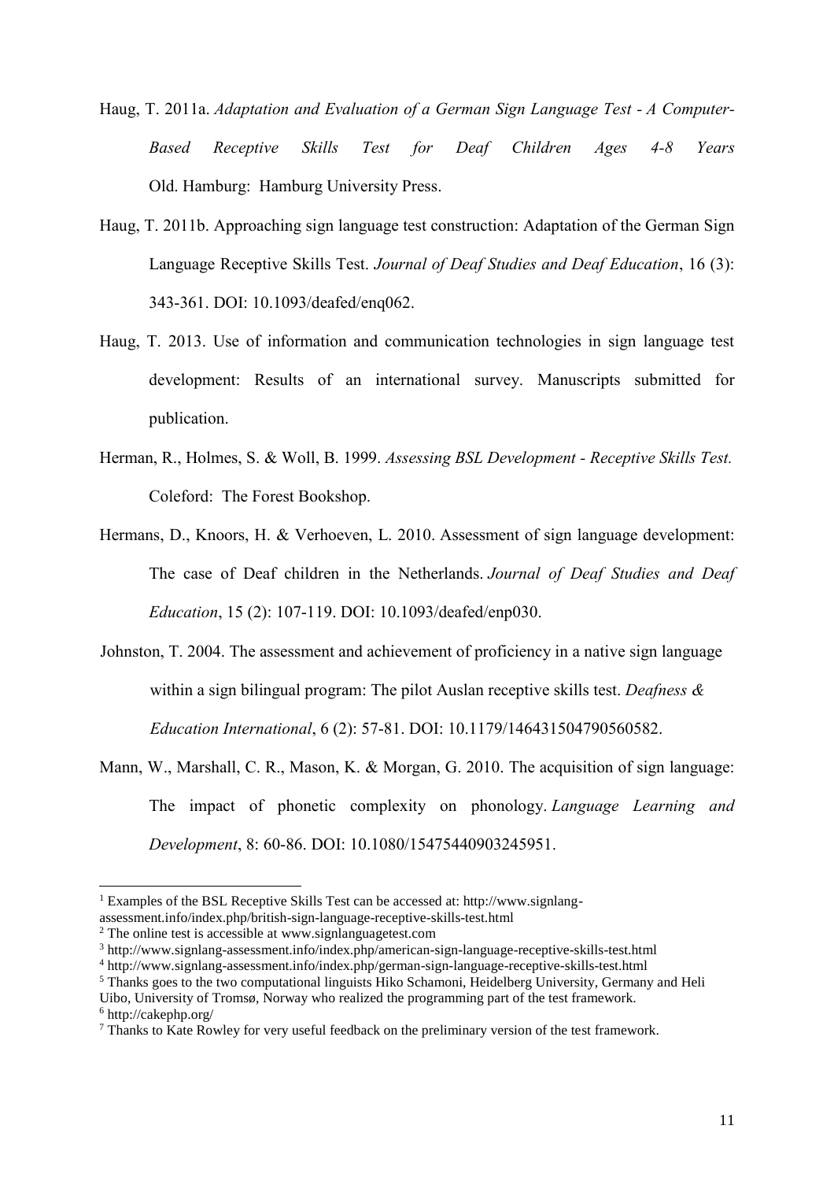Haug, T. 2011a. *Adaptation and Evaluation of a German Sign Language Test - A Computer-Based Receptive Skills Test for Deaf Children Ages 4-8 Years* Old. Hamburg: Hamburg University Press.

Haug, T. 2011b. Approaching sign language test construction: Adaptation of the German Sign Language Receptive Skills Test. *Journal of Deaf Studies and Deaf Education*, 16 (3): 343-361. DOI: 10.1093/deafed/enq062.

Haug, T. 2013. Use of information and communication technologies in sign language test development: Results of an international survey. Manuscripts submitted for publication.

Herman, R., Holmes, S. & Woll, B. 1999. *Assessing BSL Development - Receptive Skills Test.* Coleford: The Forest Bookshop.

Hermans, D., Knoors, H. & Verhoeven, L. 2010. Assessment of sign language development: The case of Deaf children in the Netherlands. *Journal of Deaf Studies and Deaf Education*, 15 (2): 107-119. DOI: 10.1093/deafed/enp030.

Johnston, T. 2004. The assessment and achievement of proficiency in a native sign language within a sign bilingual program: The pilot Auslan receptive skills test. *Deafness & Education International*, 6 (2): 57-81. DOI: 10.1179/146431504790560582.

Mann, W., Marshall, C. R., Mason, K. & Morgan, G. 2010. The acquisition of sign language: The impact of phonetic complexity on phonology. *Language Learning and Development*, 8: 60-86. DOI: 10.1080/15475440903245951.

---

[1] Examples of the BSL Receptive Skills Test can be accessed at: http://www.signlang-assessment.info/index.php/british-sign-language-receptive-skills-test.html

[2] The online test is accessible at www.signlanguagetest.com

[3] http://www.signlang-assessment.info/index.php/american-sign-language-receptive-skills-test.html

[4] http://www.signlang-assessment.info/index.php/german-sign-language-receptive-skills-test.html

[5] Thanks goes to the two computational linguists Hiko Schamoni, Heidelberg University, Germany and Heli Uibo, University of Tromsø, Norway who realized the programming part of the test framework.

[6] http://cakephp.org/

[7] Thanks to Kate Rowley for very useful feedback on the preliminary version of the test framework.